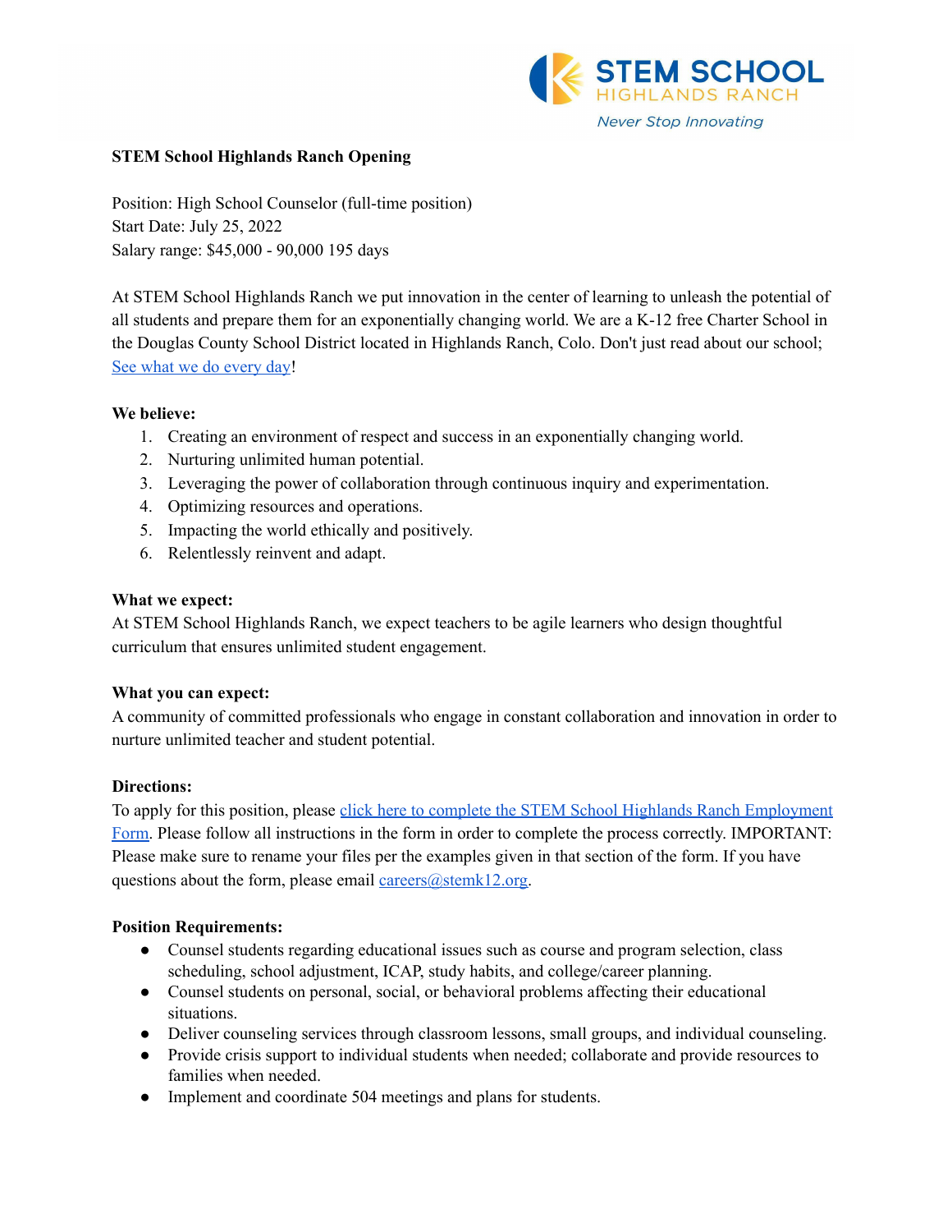STEM SCHOOL HIGHLANDS RANCH

*Never Stop Innovating*

**STEM School Highlands Ranch Opening**

Position: High School Counselor (full-time position)
Start Date: July 25, 2022
Salary range: $45,000 - 90,000 195 days

At STEM School Highlands Ranch we put innovation in the center of learning to unleash the potential of all students and prepare them for an exponentially changing world. We are a K-12 free Charter School in the Douglas County School District located in Highlands Ranch, Colo. Don't just read about our school; See what we do every day!

**We believe:**

1. Creating an environment of respect and success in an exponentially changing world.
2. Nurturing unlimited human potential.
3. Leveraging the power of collaboration through continuous inquiry and experimentation.
4. Optimizing resources and operations.
5. Impacting the world ethically and positively.
6. Relentlessly reinvent and adapt.

**What we expect:**
At STEM School Highlands Ranch, we expect teachers to be agile learners who design thoughtful curriculum that ensures unlimited student engagement.

**What you can expect:**
A community of committed professionals who engage in constant collaboration and innovation in order to nurture unlimited teacher and student potential.

**Directions:**
To apply for this position, please click here to complete the STEM School Highlands Ranch Employment Form. Please follow all instructions in the form in order to complete the process correctly. IMPORTANT: Please make sure to rename your files per the examples given in that section of the form. If you have questions about the form, please email careers@stemk12.org.

**Position Requirements:**

- Counsel students regarding educational issues such as course and program selection, class scheduling, school adjustment, ICAP, study habits, and college/career planning.
- Counsel students on personal, social, or behavioral problems affecting their educational situations.
- Deliver counseling services through classroom lessons, small groups, and individual counseling.
- Provide crisis support to individual students when needed; collaborate and provide resources to families when needed.
- Implement and coordinate 504 meetings and plans for students.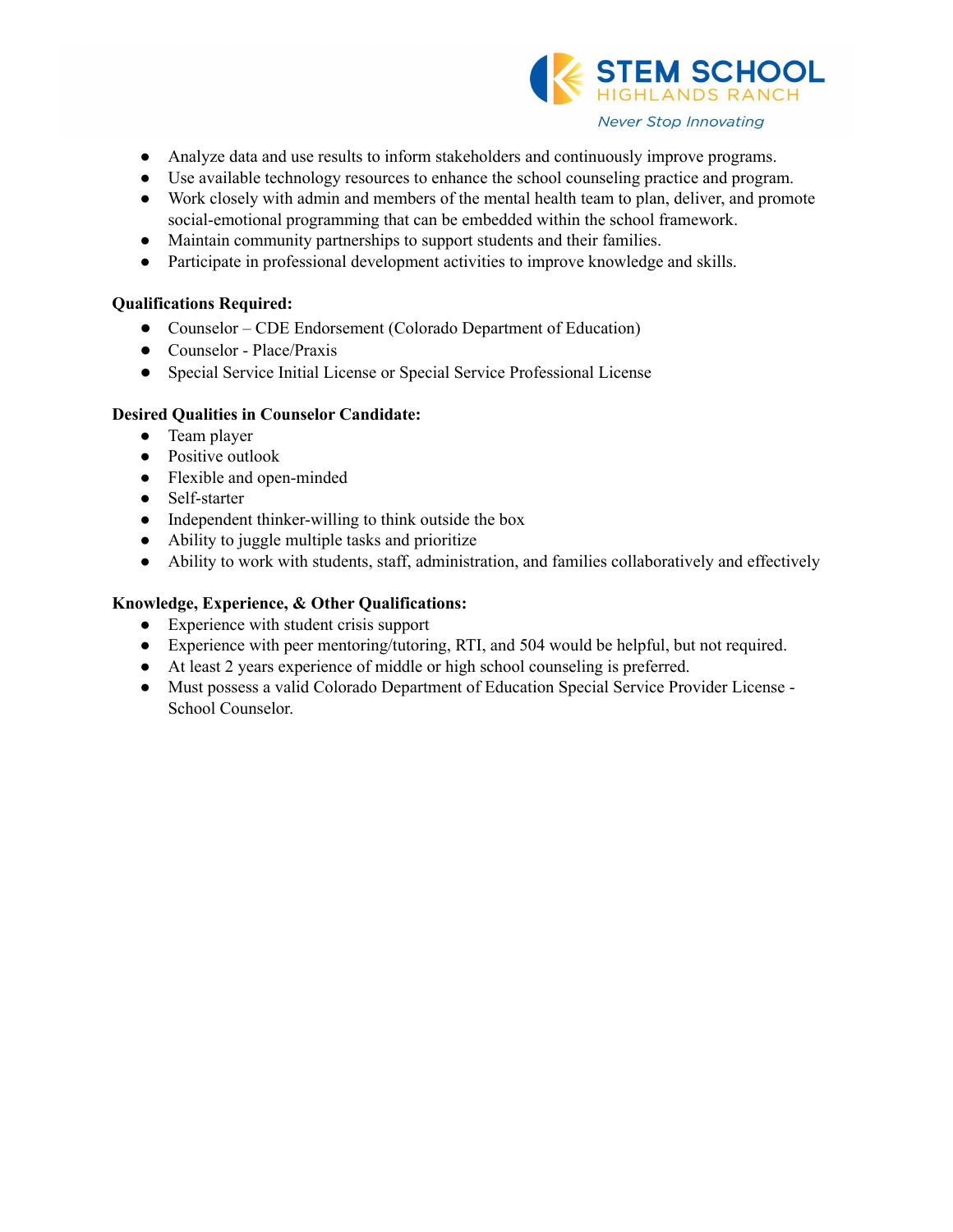- Analyze data and use results to inform stakeholders and continuously improve programs.
- Use available technology resources to enhance the school counseling practice and program.
- Work closely with admin and members of the mental health team to plan, deliver, and promote social-emotional programming that can be embedded within the school framework.
- Maintain community partnerships to support students and their families.
- Participate in professional development activities to improve knowledge and skills.

**Qualifications Required:**

- Counselor – CDE Endorsement (Colorado Department of Education)
- Counselor - Place/Praxis
- Special Service Initial License or Special Service Professional License

**Desired Qualities in Counselor Candidate:**

- Team player
- Positive outlook
- Flexible and open-minded
- Self-starter
- Independent thinker-willing to think outside the box
- Ability to juggle multiple tasks and prioritize
- Ability to work with students, staff, administration, and families collaboratively and effectively

**Knowledge, Experience, & Other Qualifications:**

- Experience with student crisis support
- Experience with peer mentoring/tutoring, RTI, and 504 would be helpful, but not required.
- At least 2 years experience of middle or high school counseling is preferred.
- Must possess a valid Colorado Department of Education Special Service Provider License - School Counselor.